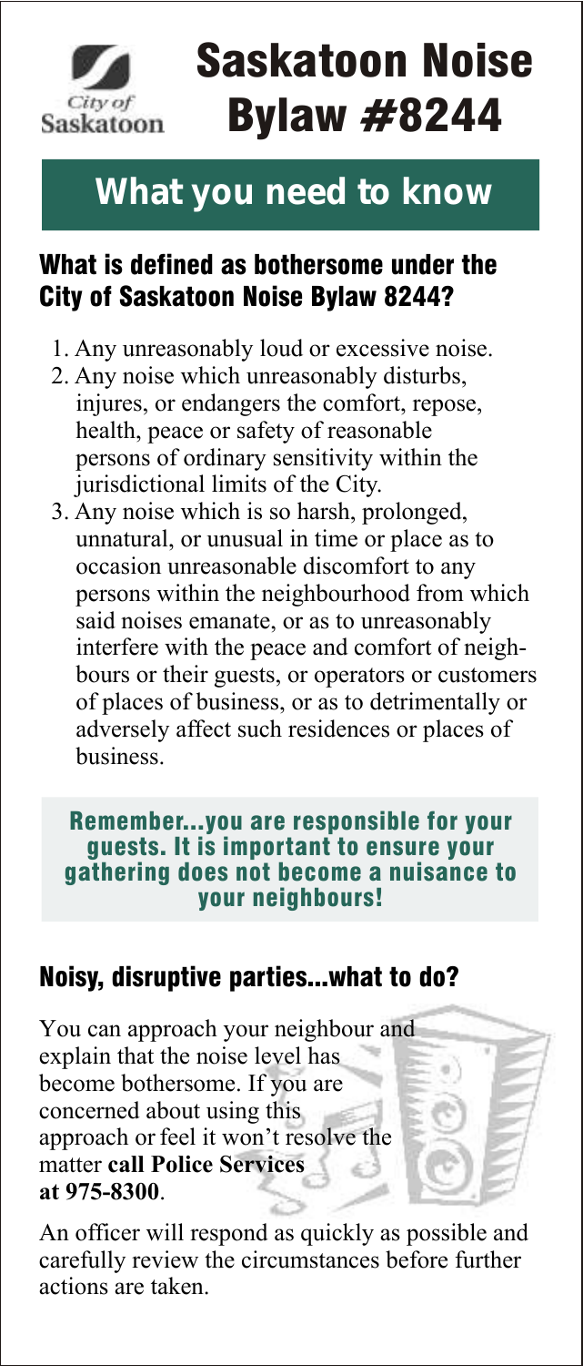City of Saskatoon

# Saskatoon Noise Bylaw #8244

## What you need to know

### What is defined as bothersome under the City of Saskatoon Noise Bylaw 8244?

1. Any unreasonably loud or excessive noise.
2. Any noise which unreasonably disturbs, injures, or endangers the comfort, repose, health, peace or safety of reasonable persons of ordinary sensitivity within the jurisdictional limits of the City.
3. Any noise which is so harsh, prolonged, unnatural, or unusual in time or place as to occasion unreasonable discomfort to any persons within the neighbourhood from which said noises emanate, or as to unreasonably interfere with the peace and comfort of neighbours or their guests, or operators or customers of places of business, or as to detrimentally or adversely affect such residences or places of business.

**Remember...you are responsible for your guests. It is important to ensure your gathering does not become a nuisance to your neighbours!**

### Noisy, disruptive parties...what to do?

You can approach your neighbour and explain that the noise level has become bothersome. If you are concerned about using this approach or feel it won't resolve the matter **call Police Services at 975-8300**.

An officer will respond as quickly as possible and carefully review the circumstances before further actions are taken.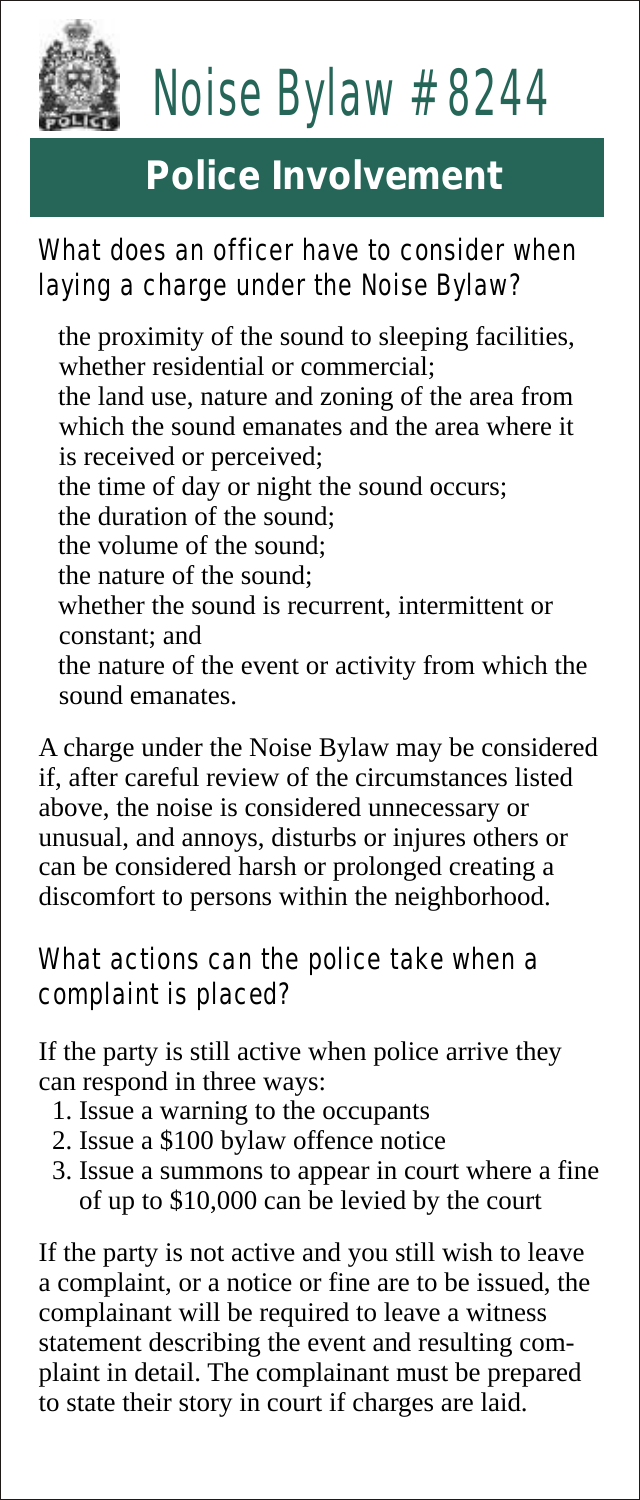# Noise Bylaw # 8244

## Police Involvement

### What does an officer have to consider when laying a charge under the Noise Bylaw?

- the proximity of the sound to sleeping facilities, whether residential or commercial;
- the land use, nature and zoning of the area from which the sound emanates and the area where it is received or perceived;
- the time of day or night the sound occurs;
- the duration of the sound;
- the volume of the sound;
- the nature of the sound;
- whether the sound is recurrent, intermittent or constant; and
- the nature of the event or activity from which the sound emanates.

A charge under the Noise Bylaw may be considered if, after careful review of the circumstances listed above, the noise is considered unnecessary or unusual, and annoys, disturbs or injures others or can be considered harsh or prolonged creating a discomfort to persons within the neighborhood.

### What actions can the police take when a complaint is placed?

If the party is still active when police arrive they can respond in three ways:

1. Issue a warning to the occupants
2. Issue a $100 bylaw offence notice
3. Issue a summons to appear in court where a fine of up to $10,000 can be levied by the court

If the party is not active and you still wish to leave a complaint, or a notice or fine are to be issued, the complainant will be required to leave a witness statement describing the event and resulting complaint in detail. The complainant must be prepared to state their story in court if charges are laid.